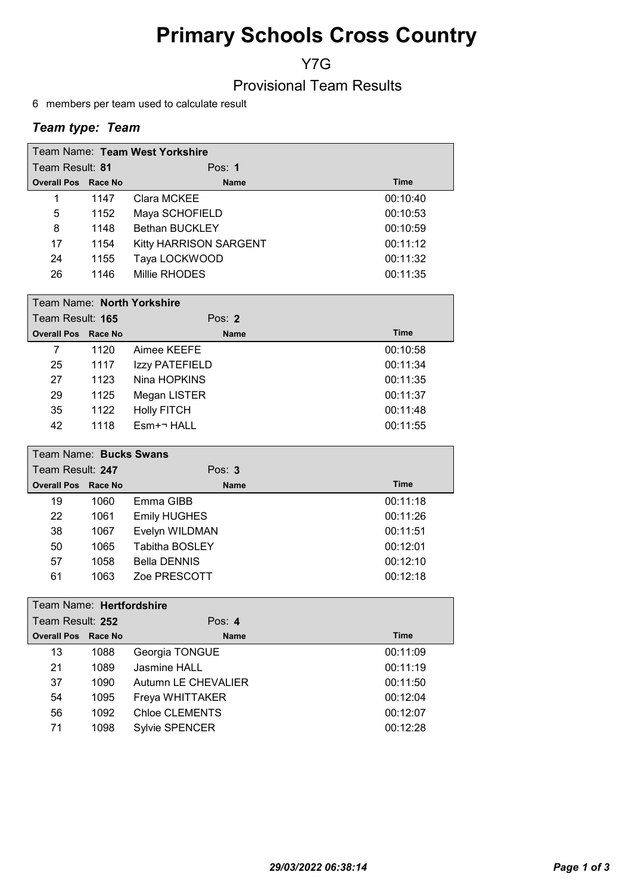# Primary Schools Cross Country

## Y7G

## Provisional Team Results

6 members per team used to calculate result

***Team type: Team***

| Team Name: **Team West Yorkshire** | | | |
|---|---|---|---|
| Team Result: **81** | | Pos: **1** | |
| **Overall Pos** | **Race No** | **Name** | **Time** |
| 1 | 1147 | Clara MCKEE | 00:10:40 |
| 5 | 1152 | Maya SCHOFIELD | 00:10:53 |
| 8 | 1148 | Bethan BUCKLEY | 00:10:59 |
| 17 | 1154 | Kitty HARRISON SARGENT | 00:11:12 |
| 24 | 1155 | Taya LOCKWOOD | 00:11:32 |
| 26 | 1146 | Millie RHODES | 00:11:35 |

| Team Name: **North Yorkshire** | | | |
|---|---|---|---|
| Team Result: **165** | | Pos: **2** | |
| **Overall Pos** | **Race No** | **Name** | **Time** |
| 7 | 1120 | Aimee KEEFE | 00:10:58 |
| 25 | 1117 | Izzy PATEFIELD | 00:11:34 |
| 27 | 1123 | Nina HOPKINS | 00:11:35 |
| 29 | 1125 | Megan LISTER | 00:11:37 |
| 35 | 1122 | Holly FITCH | 00:11:48 |
| 42 | 1118 | Esm+¬ HALL | 00:11:55 |

| Team Name: **Bucks Swans** | | | |
|---|---|---|---|
| Team Result: **247** | | Pos: **3** | |
| **Overall Pos** | **Race No** | **Name** | **Time** |
| 19 | 1060 | Emma GIBB | 00:11:18 |
| 22 | 1061 | Emily HUGHES | 00:11:26 |
| 38 | 1067 | Evelyn WILDMAN | 00:11:51 |
| 50 | 1065 | Tabitha BOSLEY | 00:12:01 |
| 57 | 1058 | Bella DENNIS | 00:12:10 |
| 61 | 1063 | Zoe PRESCOTT | 00:12:18 |

| Team Name: **Hertfordshire** | | | |
|---|---|---|---|
| Team Result: **252** | | Pos: **4** | |
| **Overall Pos** | **Race No** | **Name** | **Time** |
| 13 | 1088 | Georgia TONGUE | 00:11:09 |
| 21 | 1089 | Jasmine HALL | 00:11:19 |
| 37 | 1090 | Autumn LE CHEVALIER | 00:11:50 |
| 54 | 1095 | Freya WHITTAKER | 00:12:04 |
| 56 | 1092 | Chloe CLEMENTS | 00:12:07 |
| 71 | 1098 | Sylvie SPENCER | 00:12:28 |

*29/03/2022 06:38:14*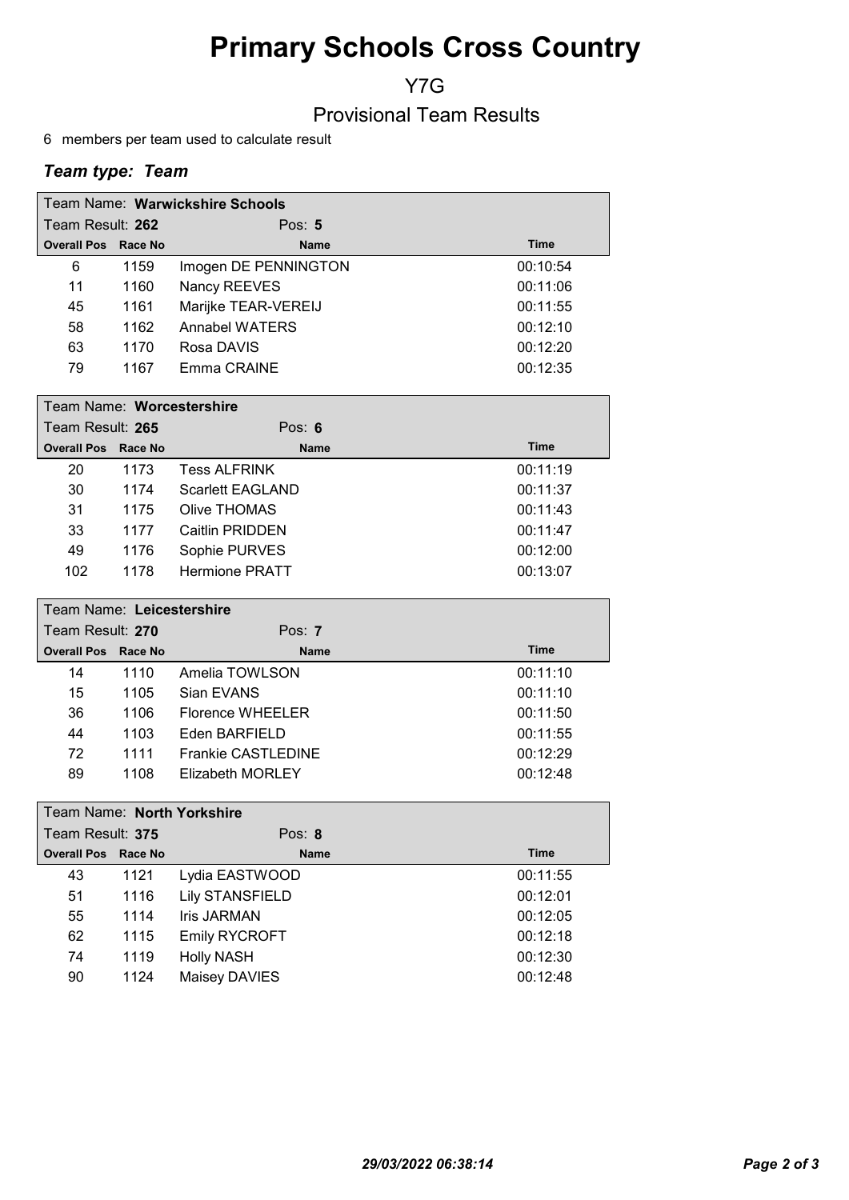# Primary Schools Cross Country

## Y7G

## Provisional Team Results

6 members per team used to calculate result

### *Team type: Team*

| Team Name: **Warwickshire Schools** | | | |
|---|---|---|---|
| Team Result: **262** | | Pos: **5** | |
| **Overall Pos** | **Race No** | **Name** | **Time** |
| 6 | 1159 | Imogen DE PENNINGTON | 00:10:54 |
| 11 | 1160 | Nancy REEVES | 00:11:06 |
| 45 | 1161 | Marijke TEAR-VEREIJ | 00:11:55 |
| 58 | 1162 | Annabel WATERS | 00:12:10 |
| 63 | 1170 | Rosa DAVIS | 00:12:20 |
| 79 | 1167 | Emma CRAINE | 00:12:35 |

| Team Name: **Worcestershire** | | | |
|---|---|---|---|
| Team Result: **265** | | Pos: **6** | |
| **Overall Pos** | **Race No** | **Name** | **Time** |
| 20 | 1173 | Tess ALFRINK | 00:11:19 |
| 30 | 1174 | Scarlett EAGLAND | 00:11:37 |
| 31 | 1175 | Olive THOMAS | 00:11:43 |
| 33 | 1177 | Caitlin PRIDDEN | 00:11:47 |
| 49 | 1176 | Sophie PURVES | 00:12:00 |
| 102 | 1178 | Hermione PRATT | 00:13:07 |

| Team Name: **Leicestershire** | | | |
|---|---|---|---|
| Team Result: **270** | | Pos: **7** | |
| **Overall Pos** | **Race No** | **Name** | **Time** |
| 14 | 1110 | Amelia TOWLSON | 00:11:10 |
| 15 | 1105 | Sian EVANS | 00:11:10 |
| 36 | 1106 | Florence WHEELER | 00:11:50 |
| 44 | 1103 | Eden BARFIELD | 00:11:55 |
| 72 | 1111 | Frankie CASTLEDINE | 00:12:29 |
| 89 | 1108 | Elizabeth MORLEY | 00:12:48 |

| Team Name: **North Yorkshire** | | | |
|---|---|---|---|
| Team Result: **375** | | Pos: **8** | |
| **Overall Pos** | **Race No** | **Name** | **Time** |
| 43 | 1121 | Lydia EASTWOOD | 00:11:55 |
| 51 | 1116 | Lily STANSFIELD | 00:12:01 |
| 55 | 1114 | Iris JARMAN | 00:12:05 |
| 62 | 1115 | Emily RYCROFT | 00:12:18 |
| 74 | 1119 | Holly NASH | 00:12:30 |
| 90 | 1124 | Maisey DAVIES | 00:12:48 |

*29/03/2022 06:38:14*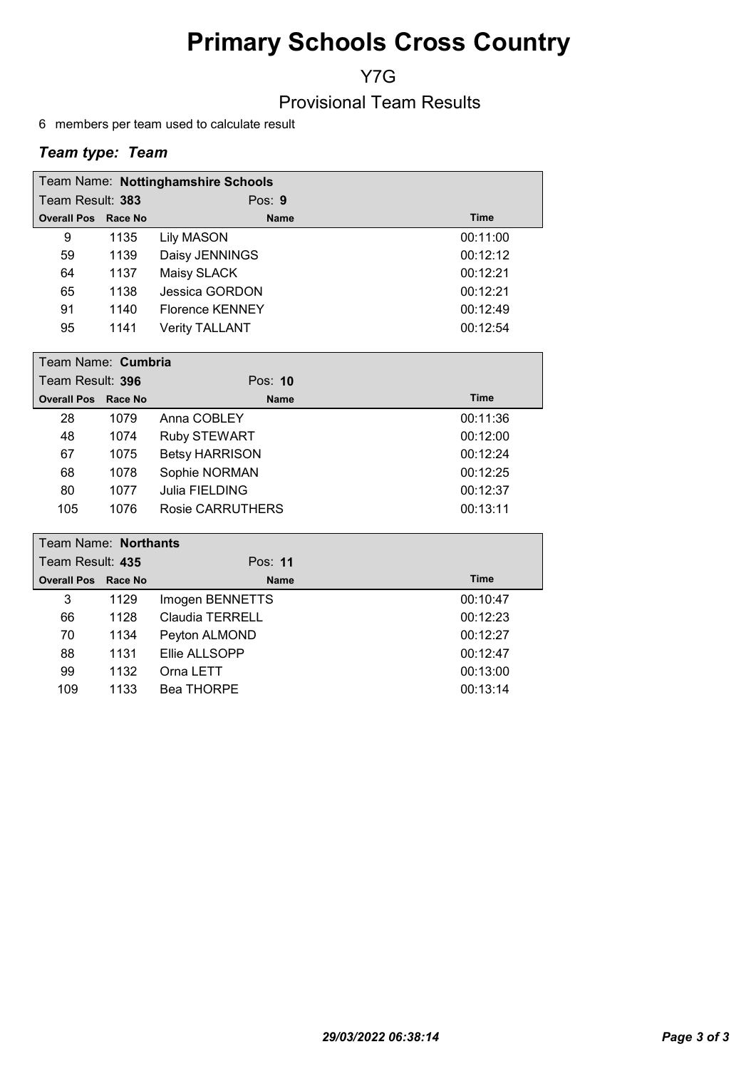# Primary Schools Cross Country

Y7G

Provisional Team Results

6 members per team used to calculate result

### *Team type: Team*

Team Name: **Nottinghamshire Schools**

Team Result: **383** Pos: **9**

| Overall Pos | Race No | Name | Time |
|---|---|---|---|
| 9 | 1135 | Lily MASON | 00:11:00 |
| 59 | 1139 | Daisy JENNINGS | 00:12:12 |
| 64 | 1137 | Maisy SLACK | 00:12:21 |
| 65 | 1138 | Jessica GORDON | 00:12:21 |
| 91 | 1140 | Florence KENNEY | 00:12:49 |
| 95 | 1141 | Verity TALLANT | 00:12:54 |

Team Name: **Cumbria**

Team Result: **396** Pos: **10**

| Overall Pos | Race No | Name | Time |
|---|---|---|---|
| 28 | 1079 | Anna COBLEY | 00:11:36 |
| 48 | 1074 | Ruby STEWART | 00:12:00 |
| 67 | 1075 | Betsy HARRISON | 00:12:24 |
| 68 | 1078 | Sophie NORMAN | 00:12:25 |
| 80 | 1077 | Julia FIELDING | 00:12:37 |
| 105 | 1076 | Rosie CARRUTHERS | 00:13:11 |

Team Name: **Northants**

Team Result: **435** Pos: **11**

| Overall Pos | Race No | Name | Time |
|---|---|---|---|
| 3 | 1129 | Imogen BENNETTS | 00:10:47 |
| 66 | 1128 | Claudia TERRELL | 00:12:23 |
| 70 | 1134 | Peyton ALMOND | 00:12:27 |
| 88 | 1131 | Ellie ALLSOPP | 00:12:47 |
| 99 | 1132 | Orna LETT | 00:13:00 |
| 109 | 1133 | Bea THORPE | 00:13:14 |

*29/03/2022 06:38:14*